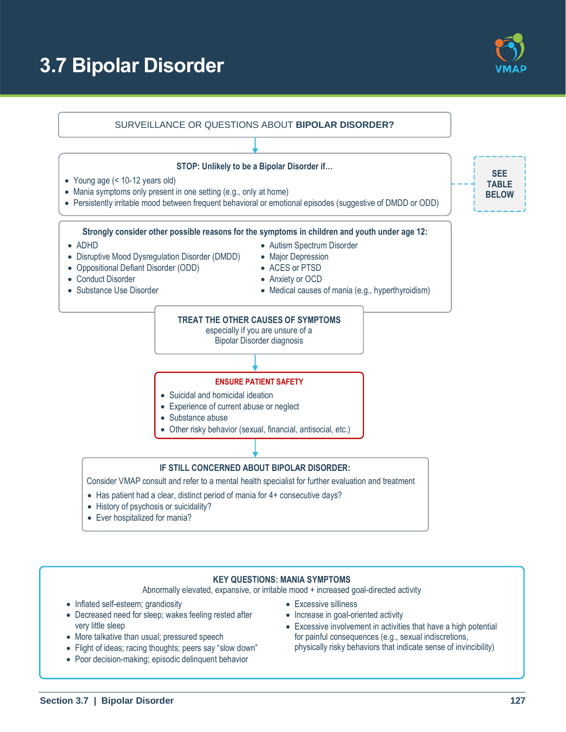# 3.7 Bipolar Disorder

SURVEILLANCE OR QUESTIONS ABOUT **BIPOLAR DISORDER?**

**STOP: Unlikely to be a Bipolar Disorder if…**

- Young age (< 10-12 years old)
- Mania symptoms only present in one setting (e.g., only at home)
- Persistently irritable mood between frequent behavioral or emotional episodes (suggestive of DMDD or ODD)

**SEE TABLE BELOW**

**Strongly consider other possible reasons for the symptoms in children and youth under age 12:**

- ADHD
- Disruptive Mood Dysregulation Disorder (DMDD)
- Oppositional Defiant Disorder (ODD)
- Conduct Disorder
- Substance Use Disorder
- Autism Spectrum Disorder
- Major Depression
- ACES or PTSD
- Anxiety or OCD
- Medical causes of mania (e.g., hyperthyroidism)

**TREAT THE OTHER CAUSES OF SYMPTOMS**
especially if you are unsure of a Bipolar Disorder diagnosis

**ENSURE PATIENT SAFETY**

- Suicidal and homicidal ideation
- Experience of current abuse or neglect
- Substance abuse
- Other risky behavior (sexual, financial, antisocial, etc.)

**IF STILL CONCERNED ABOUT BIPOLAR DISORDER:**

Consider VMAP consult and refer to a mental health specialist for further evaluation and treatment

- Has patient had a clear, distinct period of mania for 4+ consecutive days?
- History of psychosis or suicidality?
- Ever hospitalized for mania?

**KEY QUESTIONS: MANIA SYMPTOMS**

Abnormally elevated, expansive, or irritable mood + increased goal-directed activity

- Inflated self-esteem; grandiosity
- Decreased need for sleep; wakes feeling rested after very little sleep
- More talkative than usual; pressured speech
- Flight of ideas; racing thoughts; peers say "slow down"
- Poor decision-making; episodic delinquent behavior
- Excessive silliness
- Increase in goal-oriented activity
- Excessive involvement in activities that have a high potential for painful consequences (e.g., sexual indiscretions, physically risky behaviors that indicate sense of invincibility)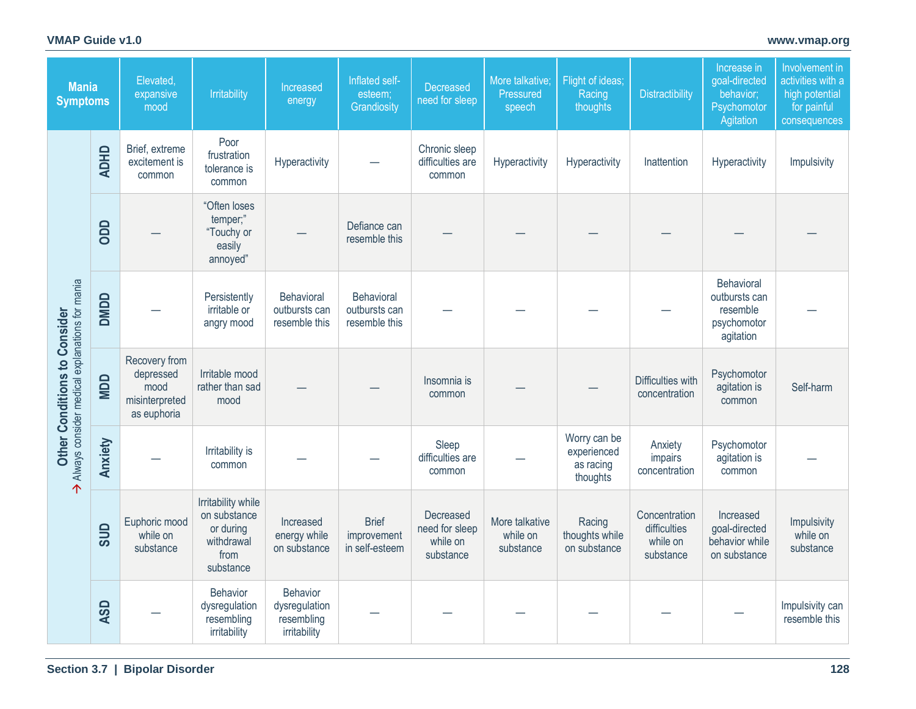| Other Conditions to Consider (→ Always consider medical explanations for mania) | Mania Symptoms: Elevated, expansive mood | Irritability | Increased energy | Inflated self-esteem; Grandiosity | Decreased need for sleep | More talkative; Pressured speech | Flight of ideas; Racing thoughts | Distractibility | Increase in goal-directed behavior; Psychomotor Agitation | Involvement in activities with a high potential for painful consequences |
|---|---|---|---|---|---|---|---|---|---|---|
| **ADHD** | Brief, extreme excitement is common | Poor frustration tolerance is common | Hyperactivity | — | Chronic sleep difficulties are common | Hyperactivity | Hyperactivity | Inattention | Hyperactivity | Impulsivity |
| **ODD** | — | "Often loses temper;" "Touchy or easily annoyed" | — | Defiance can resemble this | — | — | — | — | — | — |
| **DMDD** | — | Persistently irritable or angry mood | Behavioral outbursts can resemble this | Behavioral outbursts can resemble this | — | — | — | — | Behavioral outbursts can resemble psychomotor agitation | — |
| **MDD** | Recovery from depressed mood misinterpreted as euphoria | Irritable mood rather than sad mood | — | — | Insomnia is common | — | — | Difficulties with concentration | Psychomotor agitation is common | Self-harm |
| **Anxiety** | — | Irritability is common | — | — | Sleep difficulties are common | — | Worry can be experienced as racing thoughts | Anxiety impairs concentration | Psychomotor agitation is common | — |
| **SUD** | Euphoric mood while on substance | Irritability while on substance or during withdrawal from substance | Increased energy while on substance | Brief improvement in self-esteem | Decreased need for sleep while on substance | More talkative while on substance | Racing thoughts while on substance | Concentration difficulties while on substance | Increased goal-directed behavior while on substance | Impulsivity while on substance |
| **ASD** | — | Behavior dysregulation resembling irritability | Behavior dysregulation resembling irritability | — | — | — | — | — | — | Impulsivity can resemble this |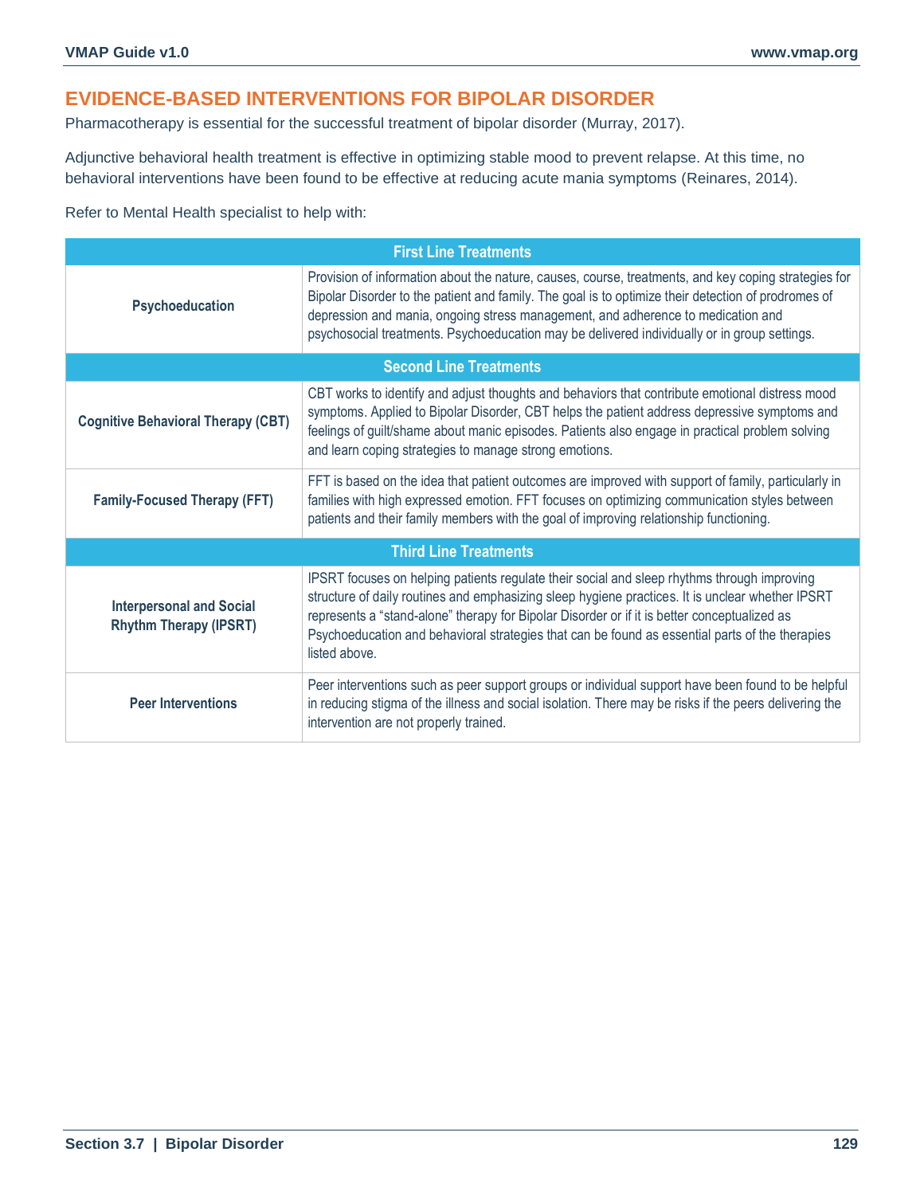## EVIDENCE-BASED INTERVENTIONS FOR BIPOLAR DISORDER

Pharmacotherapy is essential for the successful treatment of bipolar disorder (Murray, 2017).

Adjunctive behavioral health treatment is effective in optimizing stable mood to prevent relapse. At this time, no behavioral interventions have been found to be effective at reducing acute mania symptoms (Reinares, 2014).

Refer to Mental Health specialist to help with:

| First Line Treatments | |
|---|---|
| **Psychoeducation** | Provision of information about the nature, causes, course, treatments, and key coping strategies for Bipolar Disorder to the patient and family. The goal is to optimize their detection of prodromes of depression and mania, ongoing stress management, and adherence to medication and psychosocial treatments. Psychoeducation may be delivered individually or in group settings. |
| **Second Line Treatments** | |
| **Cognitive Behavioral Therapy (CBT)** | CBT works to identify and adjust thoughts and behaviors that contribute emotional distress mood symptoms. Applied to Bipolar Disorder, CBT helps the patient address depressive symptoms and feelings of guilt/shame about manic episodes. Patients also engage in practical problem solving and learn coping strategies to manage strong emotions. |
| **Family-Focused Therapy (FFT)** | FFT is based on the idea that patient outcomes are improved with support of family, particularly in families with high expressed emotion. FFT focuses on optimizing communication styles between patients and their family members with the goal of improving relationship functioning. |
| **Third Line Treatments** | |
| **Interpersonal and Social Rhythm Therapy (IPSRT)** | IPSRT focuses on helping patients regulate their social and sleep rhythms through improving structure of daily routines and emphasizing sleep hygiene practices. It is unclear whether IPSRT represents a "stand-alone" therapy for Bipolar Disorder or if it is better conceptualized as Psychoeducation and behavioral strategies that can be found as essential parts of the therapies listed above. |
| **Peer Interventions** | Peer interventions such as peer support groups or individual support have been found to be helpful in reducing stigma of the illness and social isolation. There may be risks if the peers delivering the intervention are not properly trained. |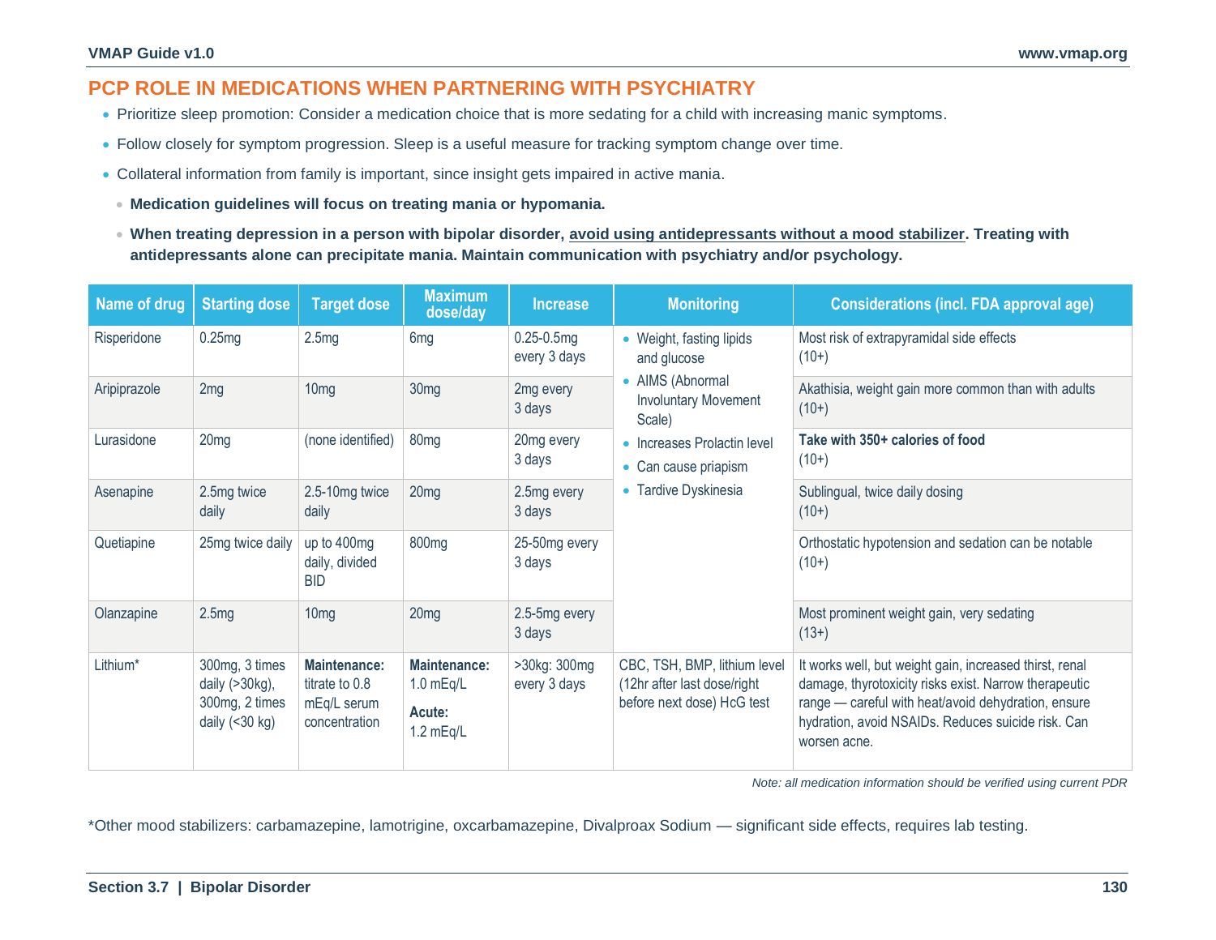## PCP ROLE IN MEDICATIONS WHEN PARTNERING WITH PSYCHIATRY

- Prioritize sleep promotion: Consider a medication choice that is more sedating for a child with increasing manic symptoms.
- Follow closely for symptom progression. Sleep is a useful measure for tracking symptom change over time.
- Collateral information from family is important, since insight gets impaired in active mania.
  - **Medication guidelines will focus on treating mania or hypomania.**
  - **When treating depression in a person with bipolar disorder, <u>avoid using antidepressants without a mood stabilizer</u>. Treating with antidepressants alone can precipitate mania. Maintain communication with psychiatry and/or psychology.**

| Name of drug | Starting dose | Target dose | Maximum dose/day | Increase | Monitoring | Considerations (incl. FDA approval age) |
|---|---|---|---|---|---|---|
| Risperidone | 0.25mg | 2.5mg | 6mg | 0.25-0.5mg every 3 days | • Weight, fasting lipids and glucose<br>• AIMS (Abnormal Involuntary Movement Scale)<br>• Increases Prolactin level<br>• Can cause priapism<br>• Tardive Dyskinesia | Most risk of extrapyramidal side effects (10+) |
| Aripiprazole | 2mg | 10mg | 30mg | 2mg every 3 days | | Akathisia, weight gain more common than with adults (10+) |
| Lurasidone | 20mg | (none identified) | 80mg | 20mg every 3 days | | **Take with 350+ calories of food** (10+) |
| Asenapine | 2.5mg twice daily | 2.5-10mg twice daily | 20mg | 2.5mg every 3 days | | Sublingual, twice daily dosing (10+) |
| Quetiapine | 25mg twice daily | up to 400mg daily, divided BID | 800mg | 25-50mg every 3 days | | Orthostatic hypotension and sedation can be notable (10+) |
| Olanzapine | 2.5mg | 10mg | 20mg | 2.5-5mg every 3 days | | Most prominent weight gain, very sedating (13+) |
| Lithium* | 300mg, 3 times daily (>30kg), 300mg, 2 times daily (<30 kg) | **Maintenance:** titrate to 0.8 mEq/L serum concentration | **Maintenance:** 1.0 mEq/L<br>**Acute:** 1.2 mEq/L | >30kg: 300mg every 3 days | CBC, TSH, BMP, lithium level (12hr after last dose/right before next dose) HcG test | It works well, but weight gain, increased thirst, renal damage, thyrotoxicity risks exist. Narrow therapeutic range — careful with heat/avoid dehydration, ensure hydration, avoid NSAIDs. Reduces suicide risk. Can worsen acne. |

*Note: all medication information should be verified using current PDR*

*Other mood stabilizers: carbamazepine, lamotrigine, oxcarbamazepine, Divalproax Sodium — significant side effects, requires lab testing.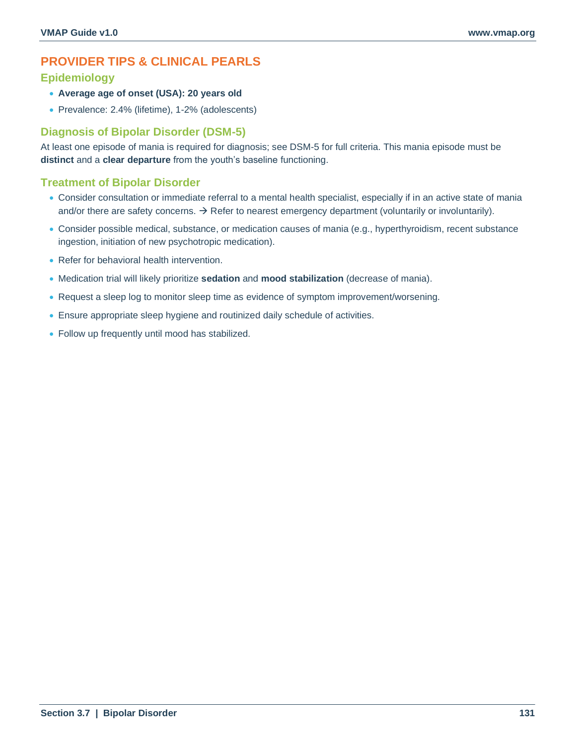# PROVIDER TIPS & CLINICAL PEARLS

## Epidemiology

- **Average age of onset (USA): 20 years old**
- Prevalence: 2.4% (lifetime), 1-2% (adolescents)

## Diagnosis of Bipolar Disorder (DSM-5)

At least one episode of mania is required for diagnosis; see DSM-5 for full criteria. This mania episode must be **distinct** and a **clear departure** from the youth's baseline functioning.

## Treatment of Bipolar Disorder

- Consider consultation or immediate referral to a mental health specialist, especially if in an active state of mania and/or there are safety concerns. → Refer to nearest emergency department (voluntarily or involuntarily).
- Consider possible medical, substance, or medication causes of mania (e.g., hyperthyroidism, recent substance ingestion, initiation of new psychotropic medication).
- Refer for behavioral health intervention.
- Medication trial will likely prioritize **sedation** and **mood stabilization** (decrease of mania).
- Request a sleep log to monitor sleep time as evidence of symptom improvement/worsening.
- Ensure appropriate sleep hygiene and routinized daily schedule of activities.
- Follow up frequently until mood has stabilized.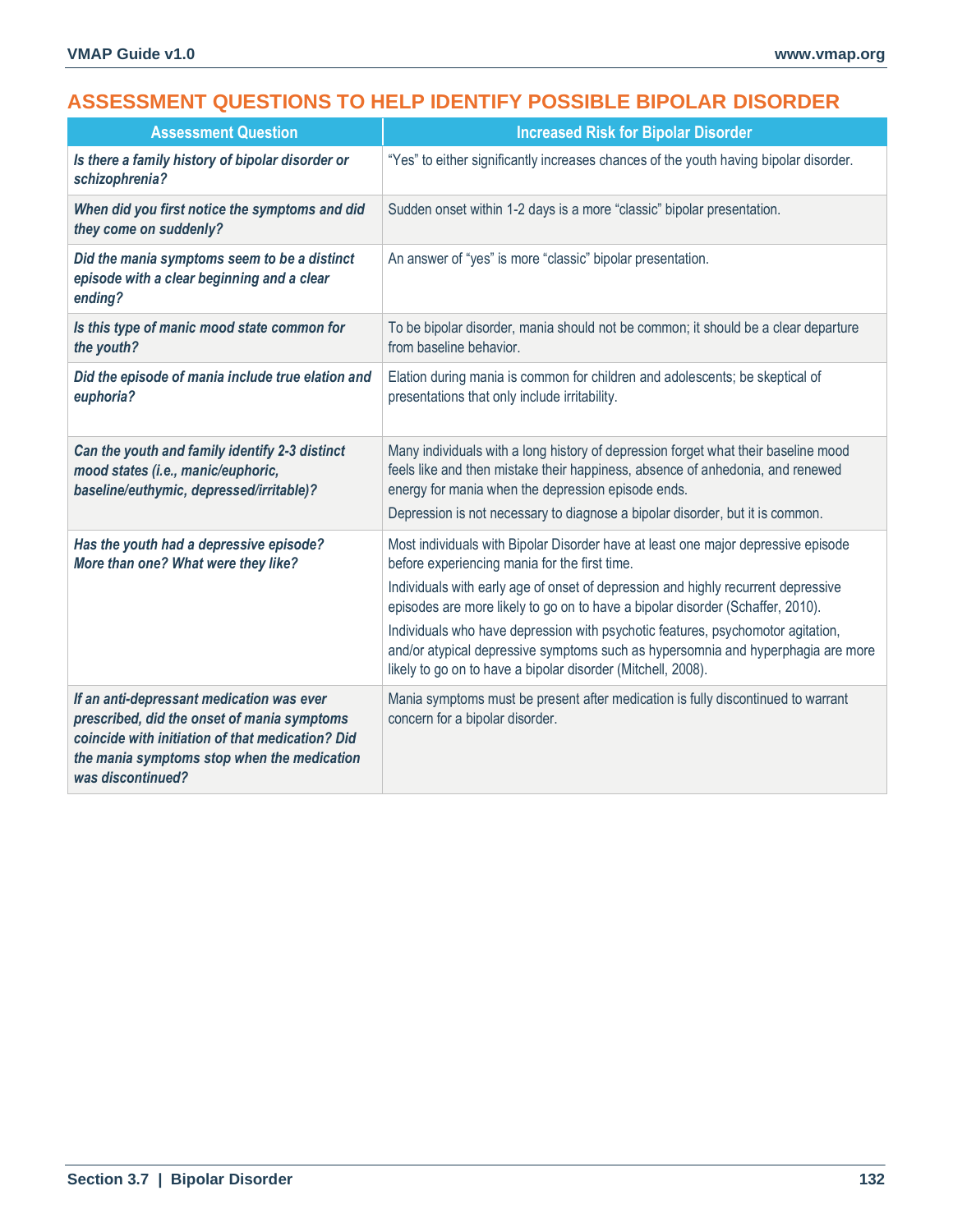## ASSESSMENT QUESTIONS TO HELP IDENTIFY POSSIBLE BIPOLAR DISORDER

| Assessment Question | Increased Risk for Bipolar Disorder |
|---|---|
| ***Is there a family history of bipolar disorder or schizophrenia?*** | “Yes” to either significantly increases chances of the youth having bipolar disorder. |
| ***When did you first notice the symptoms and did they come on suddenly?*** | Sudden onset within 1-2 days is a more “classic” bipolar presentation. |
| ***Did the mania symptoms seem to be a distinct episode with a clear beginning and a clear ending?*** | An answer of “yes” is more “classic” bipolar presentation. |
| ***Is this type of manic mood state common for the youth?*** | To be bipolar disorder, mania should not be common; it should be a clear departure from baseline behavior. |
| ***Did the episode of mania include true elation and euphoria?*** | Elation during mania is common for children and adolescents; be skeptical of presentations that only include irritability. |
| ***Can the youth and family identify 2-3 distinct mood states (i.e., manic/euphoric, baseline/euthymic, depressed/irritable)?*** | Many individuals with a long history of depression forget what their baseline mood feels like and then mistake their happiness, absence of anhedonia, and renewed energy for mania when the depression episode ends.<br>Depression is not necessary to diagnose a bipolar disorder, but it is common. |
| ***Has the youth had a depressive episode? More than one? What were they like?*** | Most individuals with Bipolar Disorder have at least one major depressive episode before experiencing mania for the first time.<br>Individuals with early age of onset of depression and highly recurrent depressive episodes are more likely to go on to have a bipolar disorder (Schaffer, 2010).<br>Individuals who have depression with psychotic features, psychomotor agitation, and/or atypical depressive symptoms such as hypersomnia and hyperphagia are more likely to go on to have a bipolar disorder (Mitchell, 2008). |
| ***If an anti-depressant medication was ever prescribed, did the onset of mania symptoms coincide with initiation of that medication? Did the mania symptoms stop when the medication was discontinued?*** | Mania symptoms must be present after medication is fully discontinued to warrant concern for a bipolar disorder. |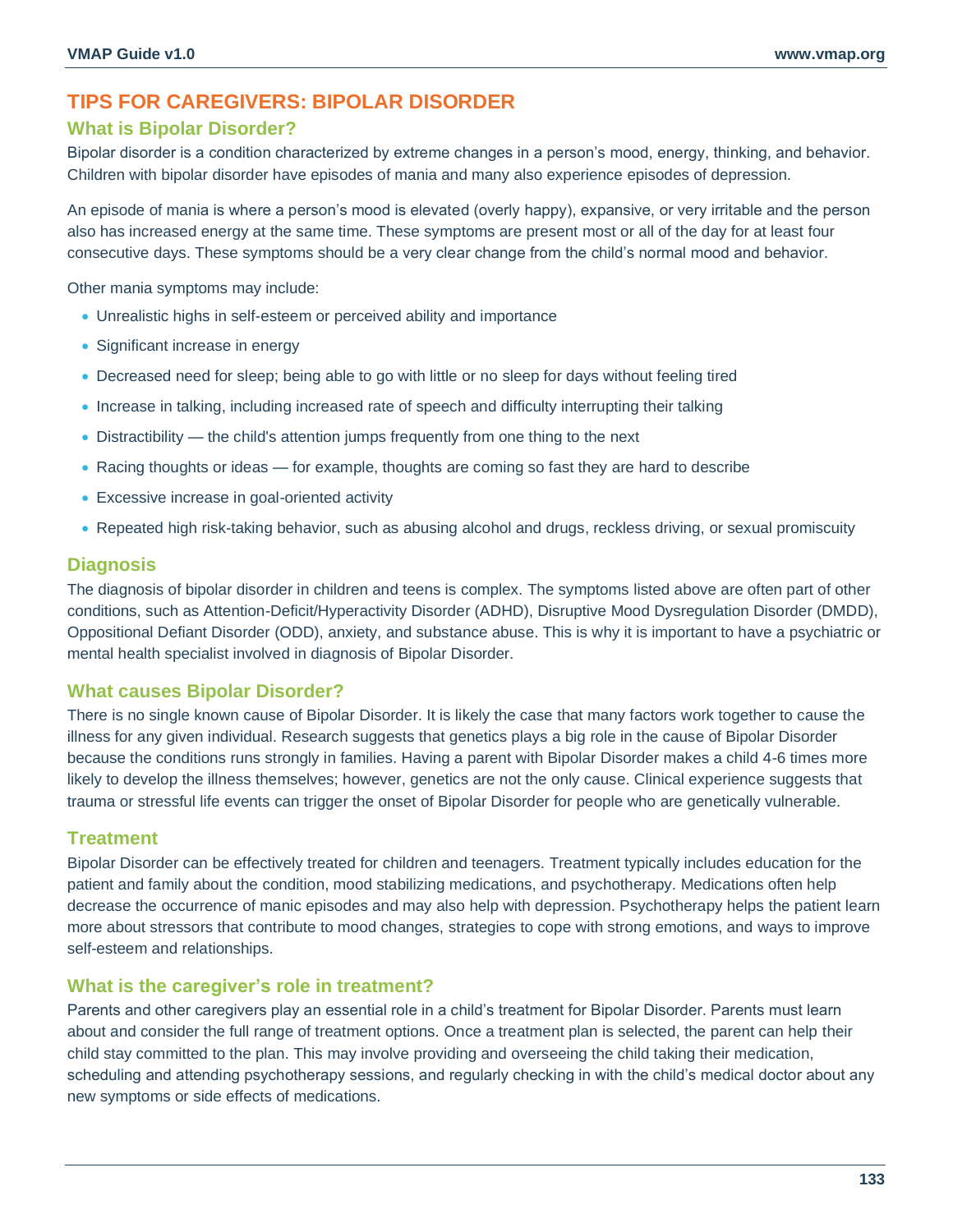# TIPS FOR CAREGIVERS: BIPOLAR DISORDER

## What is Bipolar Disorder?

Bipolar disorder is a condition characterized by extreme changes in a person's mood, energy, thinking, and behavior. Children with bipolar disorder have episodes of mania and many also experience episodes of depression.

An episode of mania is where a person's mood is elevated (overly happy), expansive, or very irritable and the person also has increased energy at the same time. These symptoms are present most or all of the day for at least four consecutive days. These symptoms should be a very clear change from the child's normal mood and behavior.

Other mania symptoms may include:

- Unrealistic highs in self-esteem or perceived ability and importance
- Significant increase in energy
- Decreased need for sleep; being able to go with little or no sleep for days without feeling tired
- Increase in talking, including increased rate of speech and difficulty interrupting their talking
- Distractibility — the child's attention jumps frequently from one thing to the next
- Racing thoughts or ideas — for example, thoughts are coming so fast they are hard to describe
- Excessive increase in goal-oriented activity
- Repeated high risk-taking behavior, such as abusing alcohol and drugs, reckless driving, or sexual promiscuity

## Diagnosis

The diagnosis of bipolar disorder in children and teens is complex. The symptoms listed above are often part of other conditions, such as Attention-Deficit/Hyperactivity Disorder (ADHD), Disruptive Mood Dysregulation Disorder (DMDD), Oppositional Defiant Disorder (ODD), anxiety, and substance abuse. This is why it is important to have a psychiatric or mental health specialist involved in diagnosis of Bipolar Disorder.

## What causes Bipolar Disorder?

There is no single known cause of Bipolar Disorder. It is likely the case that many factors work together to cause the illness for any given individual. Research suggests that genetics plays a big role in the cause of Bipolar Disorder because the conditions runs strongly in families. Having a parent with Bipolar Disorder makes a child 4-6 times more likely to develop the illness themselves; however, genetics are not the only cause. Clinical experience suggests that trauma or stressful life events can trigger the onset of Bipolar Disorder for people who are genetically vulnerable.

## Treatment

Bipolar Disorder can be effectively treated for children and teenagers. Treatment typically includes education for the patient and family about the condition, mood stabilizing medications, and psychotherapy. Medications often help decrease the occurrence of manic episodes and may also help with depression. Psychotherapy helps the patient learn more about stressors that contribute to mood changes, strategies to cope with strong emotions, and ways to improve self-esteem and relationships.

## What is the caregiver's role in treatment?

Parents and other caregivers play an essential role in a child's treatment for Bipolar Disorder. Parents must learn about and consider the full range of treatment options. Once a treatment plan is selected, the parent can help their child stay committed to the plan. This may involve providing and overseeing the child taking their medication, scheduling and attending psychotherapy sessions, and regularly checking in with the child's medical doctor about any new symptoms or side effects of medications.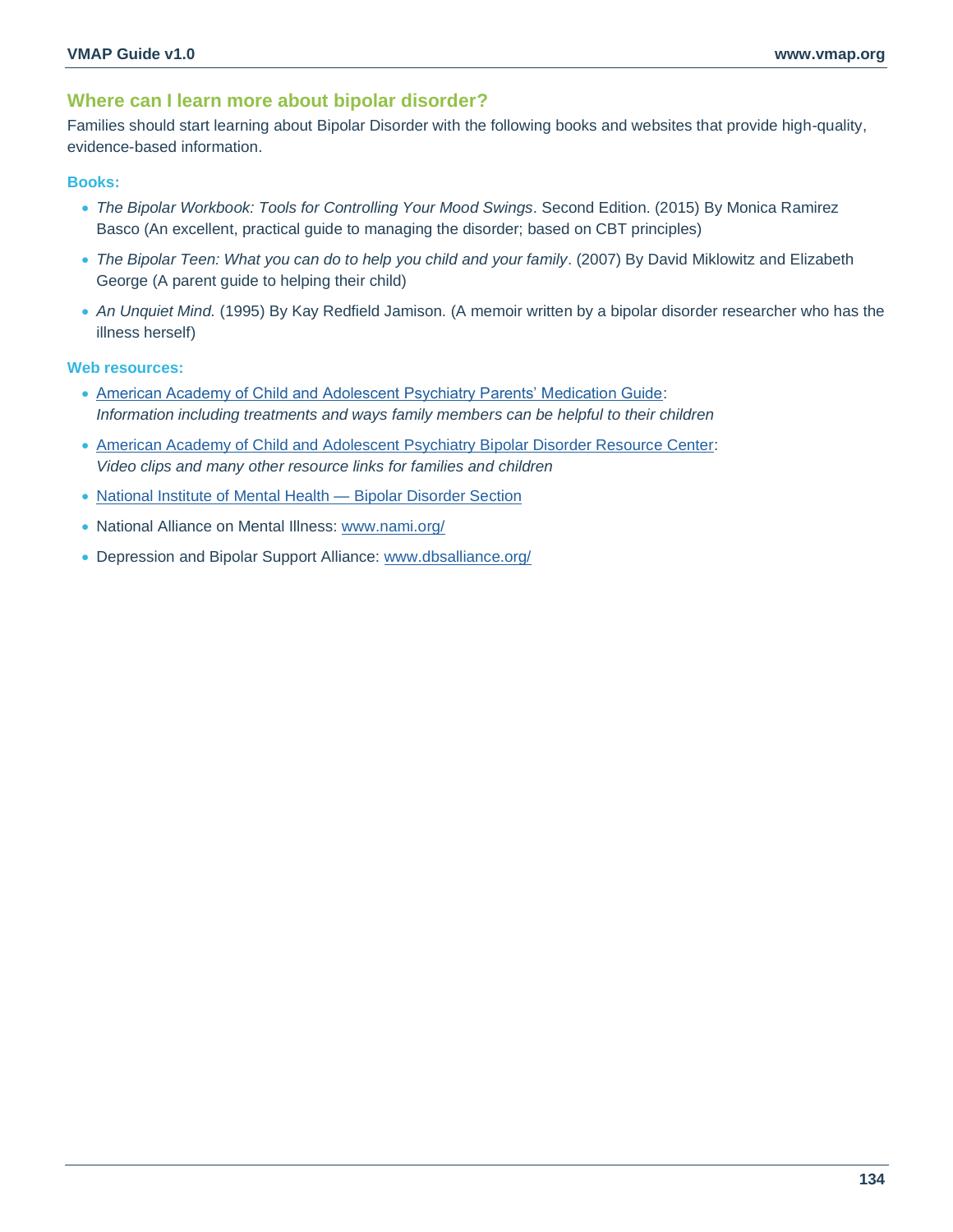## Where can I learn more about bipolar disorder?

Families should start learning about Bipolar Disorder with the following books and websites that provide high-quality, evidence-based information.

### Books:

- *The Bipolar Workbook: Tools for Controlling Your Mood Swings*. Second Edition. (2015) By Monica Ramirez Basco (An excellent, practical guide to managing the disorder; based on CBT principles)
- *The Bipolar Teen: What you can do to help you child and your family*. (2007) By David Miklowitz and Elizabeth George (A parent guide to helping their child)
- *An Unquiet Mind.* (1995) By Kay Redfield Jamison. (A memoir written by a bipolar disorder researcher who has the illness herself)

### Web resources:

- American Academy of Child and Adolescent Psychiatry Parents' Medication Guide: *Information including treatments and ways family members can be helpful to their children*
- American Academy of Child and Adolescent Psychiatry Bipolar Disorder Resource Center: *Video clips and many other resource links for families and children*
- National Institute of Mental Health — Bipolar Disorder Section
- National Alliance on Mental Illness: www.nami.org/
- Depression and Bipolar Support Alliance: www.dbsalliance.org/